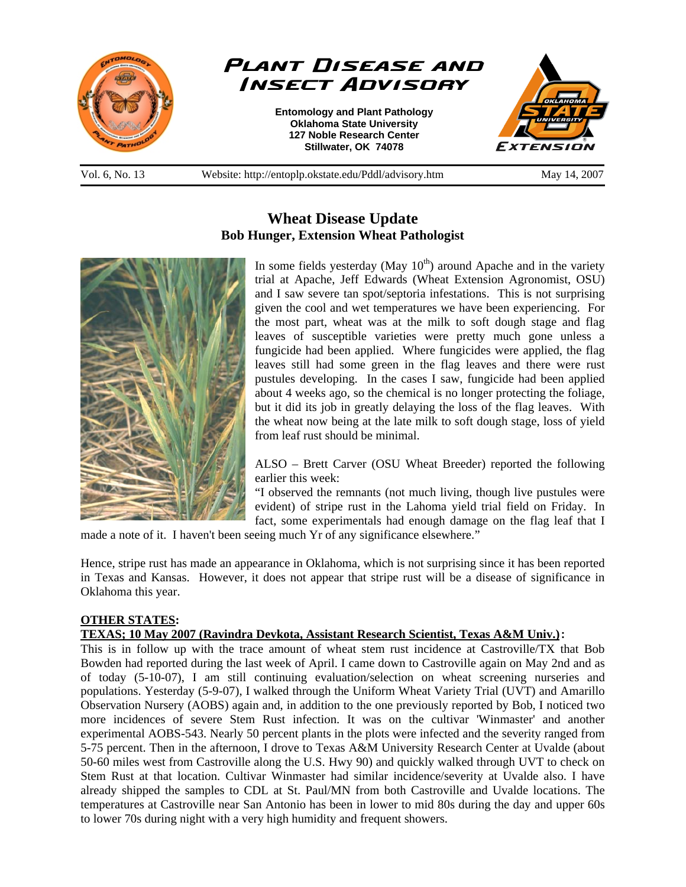# Plant Disease and Insect Advisory

**Entomology and Plant Pathology**
**Oklahoma State University**
**127 Noble Research Center**
**Stillwater, OK 74078**

Vol. 6, No. 13 | Website: http://entoplp.okstate.edu/Pddl/advisory.htm | May 14, 2007

## Wheat Disease Update

**Bob Hunger, Extension Wheat Pathologist**

In some fields yesterday (May 10th) around Apache and in the variety trial at Apache, Jeff Edwards (Wheat Extension Agronomist, OSU) and I saw severe tan spot/septoria infestations. This is not surprising given the cool and wet temperatures we have been experiencing. For the most part, wheat was at the milk to soft dough stage and flag leaves of susceptible varieties were pretty much gone unless a fungicide had been applied. Where fungicides were applied, the flag leaves still had some green in the flag leaves and there were rust pustules developing. In the cases I saw, fungicide had been applied about 4 weeks ago, so the chemical is no longer protecting the foliage, but it did its job in greatly delaying the loss of the flag leaves. With the wheat now being at the late milk to soft dough stage, loss of yield from leaf rust should be minimal.

ALSO – Brett Carver (OSU Wheat Breeder) reported the following earlier this week:

"I observed the remnants (not much living, though live pustules were evident) of stripe rust in the Lahoma yield trial field on Friday. In fact, some experimentals had enough damage on the flag leaf that I made a note of it. I haven't been seeing much Yr of any significance elsewhere."

Hence, stripe rust has made an appearance in Oklahoma, which is not surprising since it has been reported in Texas and Kansas. However, it does not appear that stripe rust will be a disease of significance in Oklahoma this year.

**OTHER STATES:**

**TEXAS; 10 May 2007 (Ravindra Devkota, Assistant Research Scientist, Texas A&M Univ.):**
This is in follow up with the trace amount of wheat stem rust incidence at Castroville/TX that Bob Bowden had reported during the last week of April. I came down to Castroville again on May 2nd and as of today (5-10-07), I am still continuing evaluation/selection on wheat screening nurseries and populations. Yesterday (5-9-07), I walked through the Uniform Wheat Variety Trial (UVT) and Amarillo Observation Nursery (AOBS) again and, in addition to the one previously reported by Bob, I noticed two more incidences of severe Stem Rust infection. It was on the cultivar 'Winmaster' and another experimental AOBS-543. Nearly 50 percent plants in the plots were infected and the severity ranged from 5-75 percent. Then in the afternoon, I drove to Texas A&M University Research Center at Uvalde (about 50-60 miles west from Castroville along the U.S. Hwy 90) and quickly walked through UVT to check on Stem Rust at that location. Cultivar Winmaster had similar incidence/severity at Uvalde also. I have already shipped the samples to CDL at St. Paul/MN from both Castroville and Uvalde locations. The temperatures at Castroville near San Antonio has been in lower to mid 80s during the day and upper 60s to lower 70s during night with a very high humidity and frequent showers.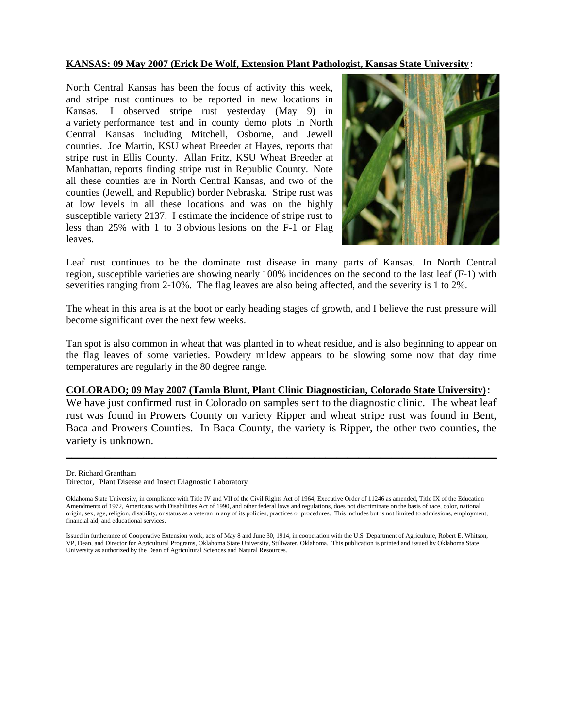**KANSAS: 09 May 2007 (Erick De Wolf, Extension Plant Pathologist, Kansas State University:**

North Central Kansas has been the focus of activity this week, and stripe rust continues to be reported in new locations in Kansas. I observed stripe rust yesterday (May 9) in a variety performance test and in county demo plots in North Central Kansas including Mitchell, Osborne, and Jewell counties. Joe Martin, KSU wheat Breeder at Hayes, reports that stripe rust in Ellis County. Allan Fritz, KSU Wheat Breeder at Manhattan, reports finding stripe rust in Republic County. Note all these counties are in North Central Kansas, and two of the counties (Jewell, and Republic) border Nebraska. Stripe rust was at low levels in all these locations and was on the highly susceptible variety 2137. I estimate the incidence of stripe rust to less than 25% with 1 to 3 obvious lesions on the F-1 or Flag leaves.

Leaf rust continues to be the dominate rust disease in many parts of Kansas. In North Central region, susceptible varieties are showing nearly 100% incidences on the second to the last leaf (F-1) with severities ranging from 2-10%. The flag leaves are also being affected, and the severity is 1 to 2%.

The wheat in this area is at the boot or early heading stages of growth, and I believe the rust pressure will become significant over the next few weeks.

Tan spot is also common in wheat that was planted in to wheat residue, and is also beginning to appear on the flag leaves of some varieties. Powdery mildew appears to be slowing some now that day time temperatures are regularly in the 80 degree range.

**COLORADO; 09 May 2007 (Tamla Blunt, Plant Clinic Diagnostician, Colorado State University):**

We have just confirmed rust in Colorado on samples sent to the diagnostic clinic. The wheat leaf rust was found in Prowers County on variety Ripper and wheat stripe rust was found in Bent, Baca and Prowers Counties. In Baca County, the variety is Ripper, the other two counties, the variety is unknown.

---

Dr. Richard Grantham
Director, Plant Disease and Insect Diagnostic Laboratory

Oklahoma State University, in compliance with Title IV and VII of the Civil Rights Act of 1964, Executive Order of 11246 as amended, Title IX of the Education Amendments of 1972, Americans with Disabilities Act of 1990, and other federal laws and regulations, does not discriminate on the basis of race, color, national origin, sex, age, religion, disability, or status as a veteran in any of its policies, practices or procedures. This includes but is not limited to admissions, employment, financial aid, and educational services.

Issued in furtherance of Cooperative Extension work, acts of May 8 and June 30, 1914, in cooperation with the U.S. Department of Agriculture, Robert E. Whitson, VP, Dean, and Director for Agricultural Programs, Oklahoma State University, Stillwater, Oklahoma. This publication is printed and issued by Oklahoma State University as authorized by the Dean of Agricultural Sciences and Natural Resources.